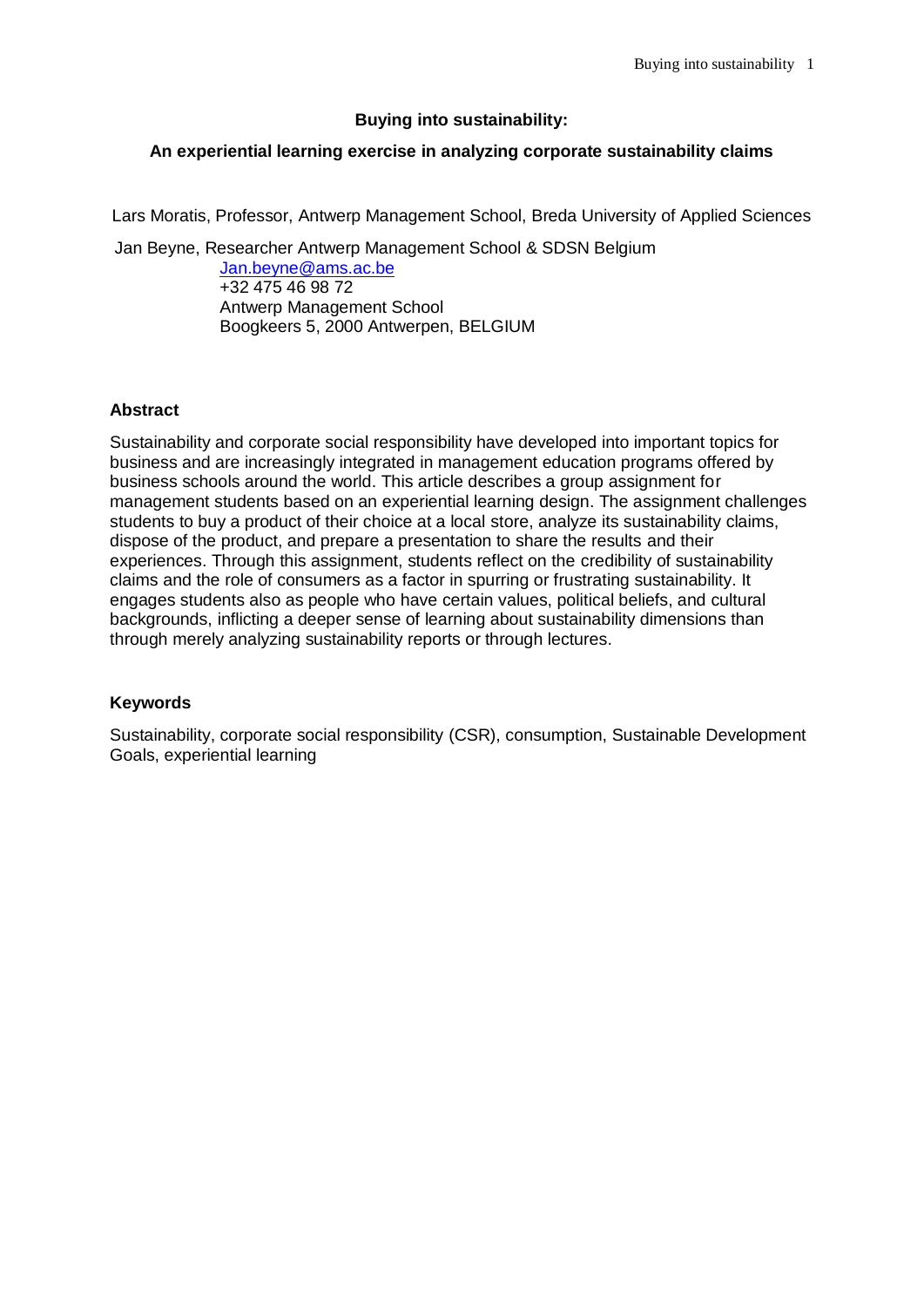**Buying into sustainability:**

**An experiential learning exercise in analyzing corporate sustainability claims**

Lars Moratis, Professor, Antwerp Management School, Breda University of Applied Sciences

Jan Beyne, Researcher Antwerp Management School & SDSN Belgium
Jan.beyne@ams.ac.be
+32 475 46 98 72
Antwerp Management School
Boogkeers 5, 2000 Antwerpen, BELGIUM

## Abstract

Sustainability and corporate social responsibility have developed into important topics for business and are increasingly integrated in management education programs offered by business schools around the world. This article describes a group assignment for management students based on an experiential learning design. The assignment challenges students to buy a product of their choice at a local store, analyze its sustainability claims, dispose of the product, and prepare a presentation to share the results and their experiences. Through this assignment, students reflect on the credibility of sustainability claims and the role of consumers as a factor in spurring or frustrating sustainability. It engages students also as people who have certain values, political beliefs, and cultural backgrounds, inflicting a deeper sense of learning about sustainability dimensions than through merely analyzing sustainability reports or through lectures.

## Keywords

Sustainability, corporate social responsibility (CSR), consumption, Sustainable Development Goals, experiential learning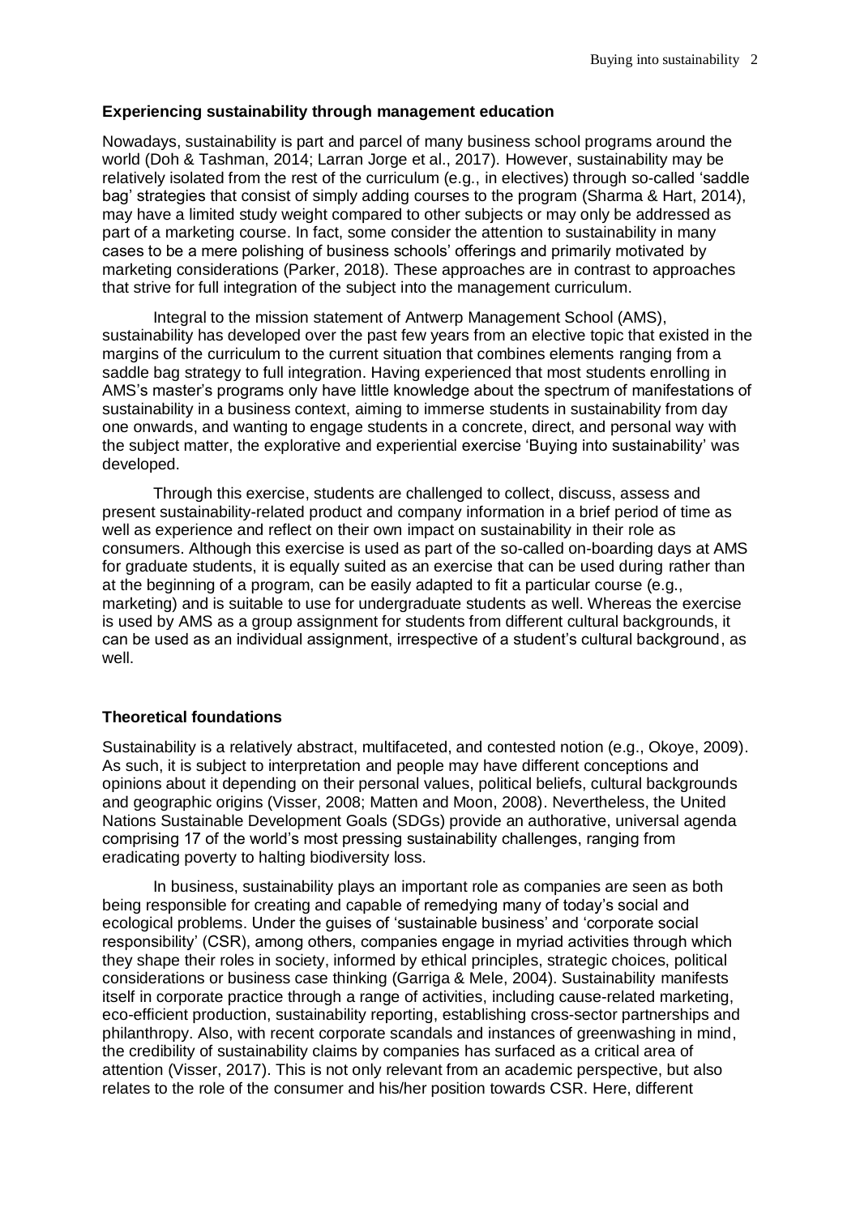## Experiencing sustainability through management education

Nowadays, sustainability is part and parcel of many business school programs around the world (Doh & Tashman, 2014; Larran Jorge et al., 2017). However, sustainability may be relatively isolated from the rest of the curriculum (e.g., in electives) through so-called 'saddle bag' strategies that consist of simply adding courses to the program (Sharma & Hart, 2014), may have a limited study weight compared to other subjects or may only be addressed as part of a marketing course. In fact, some consider the attention to sustainability in many cases to be a mere polishing of business schools' offerings and primarily motivated by marketing considerations (Parker, 2018). These approaches are in contrast to approaches that strive for full integration of the subject into the management curriculum.

Integral to the mission statement of Antwerp Management School (AMS), sustainability has developed over the past few years from an elective topic that existed in the margins of the curriculum to the current situation that combines elements ranging from a saddle bag strategy to full integration. Having experienced that most students enrolling in AMS's master's programs only have little knowledge about the spectrum of manifestations of sustainability in a business context, aiming to immerse students in sustainability from day one onwards, and wanting to engage students in a concrete, direct, and personal way with the subject matter, the explorative and experiential exercise 'Buying into sustainability' was developed.

Through this exercise, students are challenged to collect, discuss, assess and present sustainability-related product and company information in a brief period of time as well as experience and reflect on their own impact on sustainability in their role as consumers. Although this exercise is used as part of the so-called on-boarding days at AMS for graduate students, it is equally suited as an exercise that can be used during rather than at the beginning of a program, can be easily adapted to fit a particular course (e.g., marketing) and is suitable to use for undergraduate students as well. Whereas the exercise is used by AMS as a group assignment for students from different cultural backgrounds, it can be used as an individual assignment, irrespective of a student's cultural background, as well.

## Theoretical foundations

Sustainability is a relatively abstract, multifaceted, and contested notion (e.g., Okoye, 2009). As such, it is subject to interpretation and people may have different conceptions and opinions about it depending on their personal values, political beliefs, cultural backgrounds and geographic origins (Visser, 2008; Matten and Moon, 2008). Nevertheless, the United Nations Sustainable Development Goals (SDGs) provide an authoritative, universal agenda comprising 17 of the world's most pressing sustainability challenges, ranging from eradicating poverty to halting biodiversity loss.

In business, sustainability plays an important role as companies are seen as both being responsible for creating and capable of remedying many of today's social and ecological problems. Under the guises of 'sustainable business' and 'corporate social responsibility' (CSR), among others, companies engage in myriad activities through which they shape their roles in society, informed by ethical principles, strategic choices, political considerations or business case thinking (Garriga & Mele, 2004). Sustainability manifests itself in corporate practice through a range of activities, including cause-related marketing, eco-efficient production, sustainability reporting, establishing cross-sector partnerships and philanthropy. Also, with recent corporate scandals and instances of greenwashing in mind, the credibility of sustainability claims by companies has surfaced as a critical area of attention (Visser, 2017). This is not only relevant from an academic perspective, but also relates to the role of the consumer and his/her position towards CSR. Here, different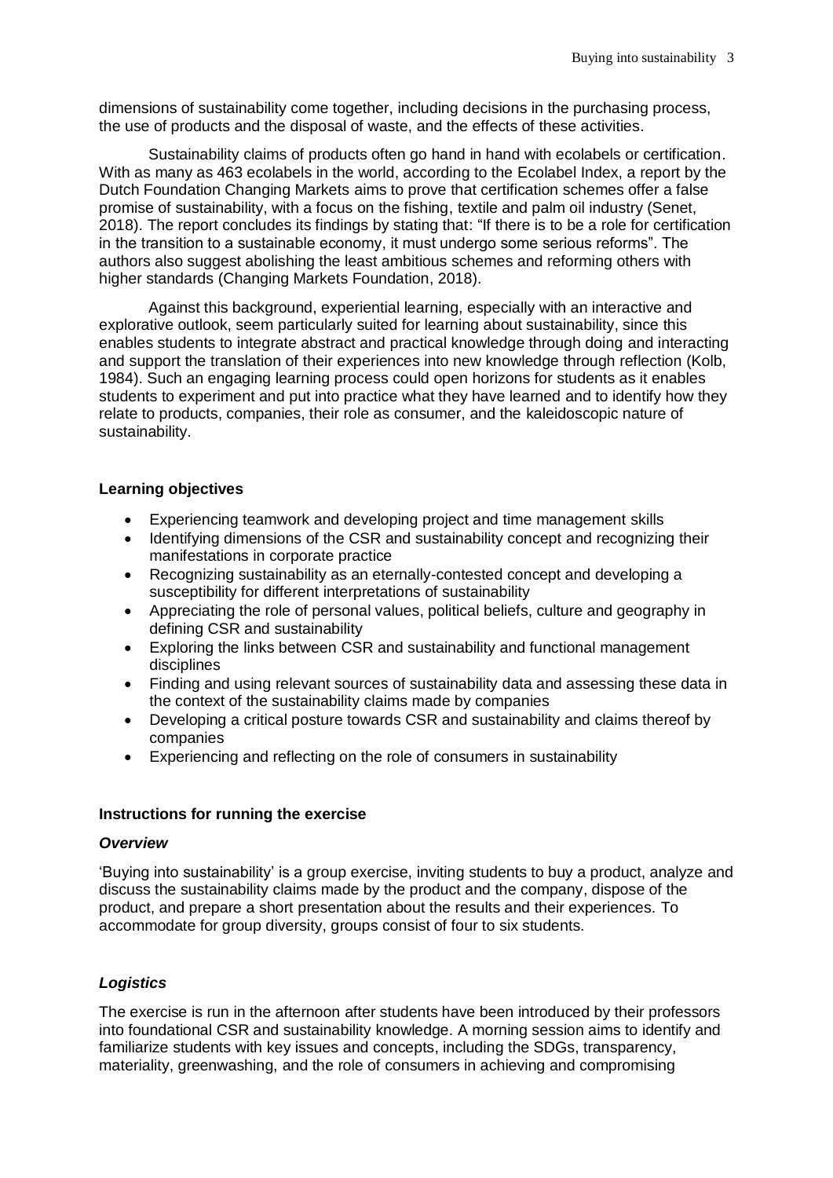dimensions of sustainability come together, including decisions in the purchasing process, the use of products and the disposal of waste, and the effects of these activities.

Sustainability claims of products often go hand in hand with ecolabels or certification. With as many as 463 ecolabels in the world, according to the Ecolabel Index, a report by the Dutch Foundation Changing Markets aims to prove that certification schemes offer a false promise of sustainability, with a focus on the fishing, textile and palm oil industry (Senet, 2018). The report concludes its findings by stating that: "If there is to be a role for certification in the transition to a sustainable economy, it must undergo some serious reforms". The authors also suggest abolishing the least ambitious schemes and reforming others with higher standards (Changing Markets Foundation, 2018).

Against this background, experiential learning, especially with an interactive and explorative outlook, seem particularly suited for learning about sustainability, since this enables students to integrate abstract and practical knowledge through doing and interacting and support the translation of their experiences into new knowledge through reflection (Kolb, 1984). Such an engaging learning process could open horizons for students as it enables students to experiment and put into practice what they have learned and to identify how they relate to products, companies, their role as consumer, and the kaleidoscopic nature of sustainability.

**Learning objectives**

- Experiencing teamwork and developing project and time management skills
- Identifying dimensions of the CSR and sustainability concept and recognizing their manifestations in corporate practice
- Recognizing sustainability as an eternally-contested concept and developing a susceptibility for different interpretations of sustainability
- Appreciating the role of personal values, political beliefs, culture and geography in defining CSR and sustainability
- Exploring the links between CSR and sustainability and functional management disciplines
- Finding and using relevant sources of sustainability data and assessing these data in the context of the sustainability claims made by companies
- Developing a critical posture towards CSR and sustainability and claims thereof by companies
- Experiencing and reflecting on the role of consumers in sustainability

**Instructions for running the exercise**

***Overview***

'Buying into sustainability' is a group exercise, inviting students to buy a product, analyze and discuss the sustainability claims made by the product and the company, dispose of the product, and prepare a short presentation about the results and their experiences. To accommodate for group diversity, groups consist of four to six students.

***Logistics***

The exercise is run in the afternoon after students have been introduced by their professors into foundational CSR and sustainability knowledge. A morning session aims to identify and familiarize students with key issues and concepts, including the SDGs, transparency, materiality, greenwashing, and the role of consumers in achieving and compromising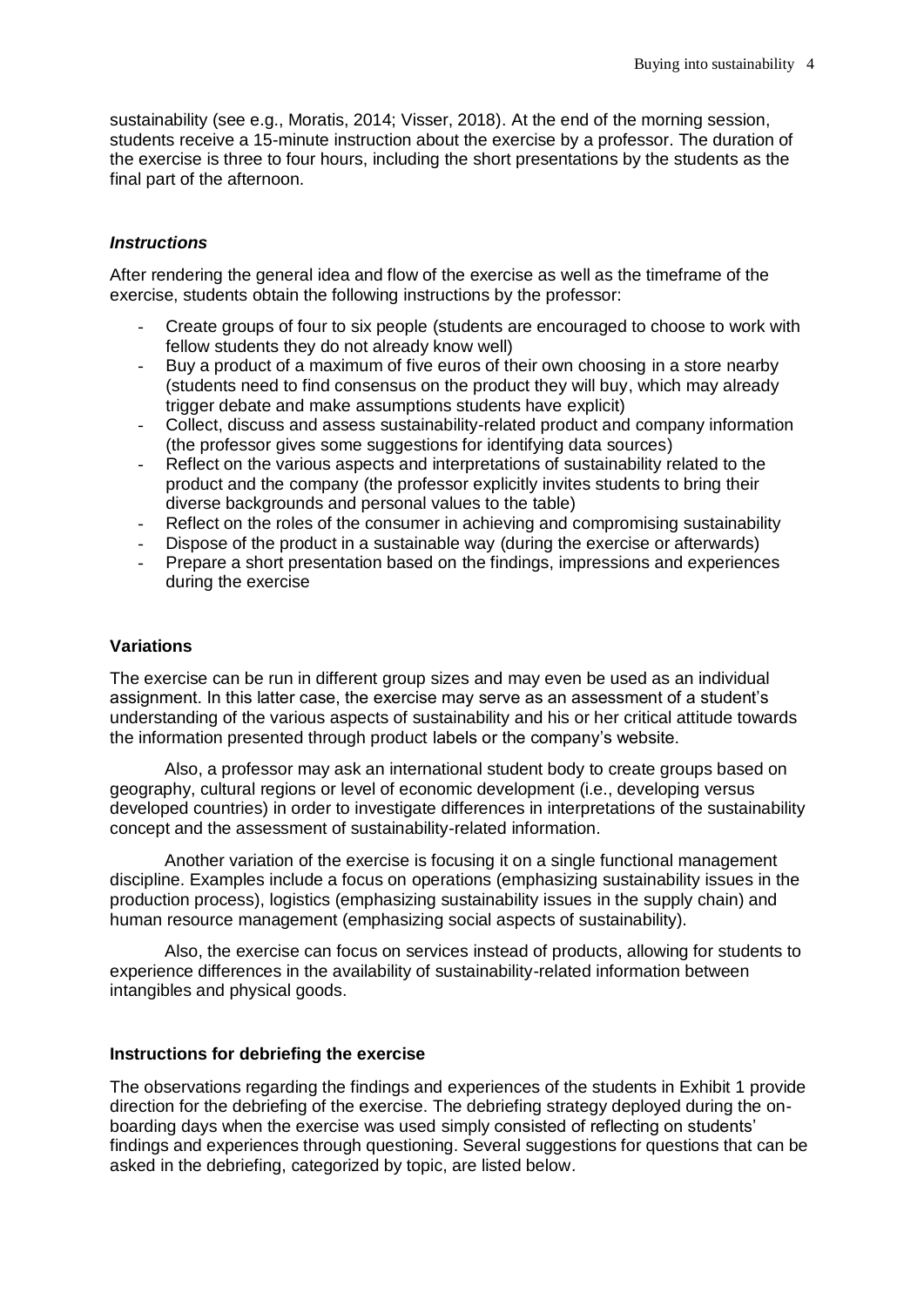sustainability (see e.g., Moratis, 2014; Visser, 2018). At the end of the morning session, students receive a 15-minute instruction about the exercise by a professor. The duration of the exercise is three to four hours, including the short presentations by the students as the final part of the afternoon.

### *Instructions*

After rendering the general idea and flow of the exercise as well as the timeframe of the exercise, students obtain the following instructions by the professor:

- Create groups of four to six people (students are encouraged to choose to work with fellow students they do not already know well)
- Buy a product of a maximum of five euros of their own choosing in a store nearby (students need to find consensus on the product they will buy, which may already trigger debate and make assumptions students have explicit)
- Collect, discuss and assess sustainability-related product and company information (the professor gives some suggestions for identifying data sources)
- Reflect on the various aspects and interpretations of sustainability related to the product and the company (the professor explicitly invites students to bring their diverse backgrounds and personal values to the table)
- Reflect on the roles of the consumer in achieving and compromising sustainability
- Dispose of the product in a sustainable way (during the exercise or afterwards)
- Prepare a short presentation based on the findings, impressions and experiences during the exercise

## **Variations**

The exercise can be run in different group sizes and may even be used as an individual assignment. In this latter case, the exercise may serve as an assessment of a student's understanding of the various aspects of sustainability and his or her critical attitude towards the information presented through product labels or the company's website.

Also, a professor may ask an international student body to create groups based on geography, cultural regions or level of economic development (i.e., developing versus developed countries) in order to investigate differences in interpretations of the sustainability concept and the assessment of sustainability-related information.

Another variation of the exercise is focusing it on a single functional management discipline. Examples include a focus on operations (emphasizing sustainability issues in the production process), logistics (emphasizing sustainability issues in the supply chain) and human resource management (emphasizing social aspects of sustainability).

Also, the exercise can focus on services instead of products, allowing for students to experience differences in the availability of sustainability-related information between intangibles and physical goods.

## **Instructions for debriefing the exercise**

The observations regarding the findings and experiences of the students in Exhibit 1 provide direction for the debriefing of the exercise. The debriefing strategy deployed during the on-boarding days when the exercise was used simply consisted of reflecting on students' findings and experiences through questioning. Several suggestions for questions that can be asked in the debriefing, categorized by topic, are listed below.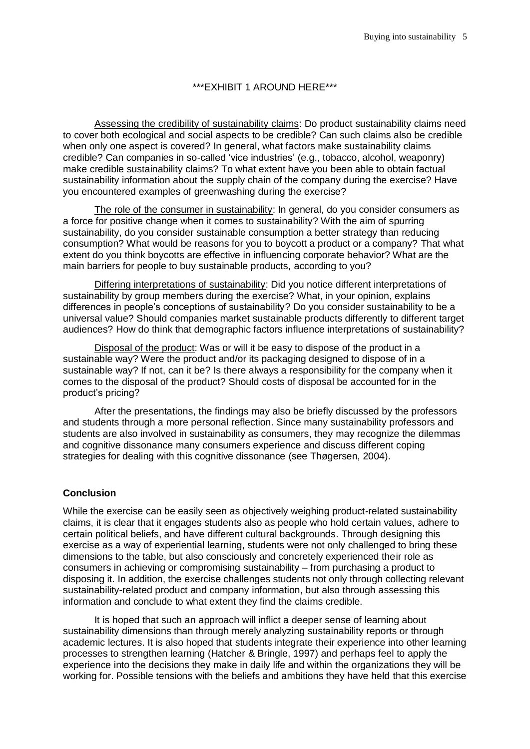***EXHIBIT 1 AROUND HERE***

Assessing the credibility of sustainability claims: Do product sustainability claims need to cover both ecological and social aspects to be credible? Can such claims also be credible when only one aspect is covered? In general, what factors make sustainability claims credible? Can companies in so-called 'vice industries' (e.g., tobacco, alcohol, weaponry) make credible sustainability claims? To what extent have you been able to obtain factual sustainability information about the supply chain of the company during the exercise? Have you encountered examples of greenwashing during the exercise?

The role of the consumer in sustainability: In general, do you consider consumers as a force for positive change when it comes to sustainability? With the aim of spurring sustainability, do you consider sustainable consumption a better strategy than reducing consumption? What would be reasons for you to boycott a product or a company? That what extent do you think boycotts are effective in influencing corporate behavior? What are the main barriers for people to buy sustainable products, according to you?

Differing interpretations of sustainability: Did you notice different interpretations of sustainability by group members during the exercise? What, in your opinion, explains differences in people's conceptions of sustainability? Do you consider sustainability to be a universal value? Should companies market sustainable products differently to different target audiences? How do think that demographic factors influence interpretations of sustainability?

Disposal of the product: Was or will it be easy to dispose of the product in a sustainable way? Were the product and/or its packaging designed to dispose of in a sustainable way? If not, can it be? Is there always a responsibility for the company when it comes to the disposal of the product? Should costs of disposal be accounted for in the product's pricing?

After the presentations, the findings may also be briefly discussed by the professors and students through a more personal reflection. Since many sustainability professors and students are also involved in sustainability as consumers, they may recognize the dilemmas and cognitive dissonance many consumers experience and discuss different coping strategies for dealing with this cognitive dissonance (see Thøgersen, 2004).

## Conclusion

While the exercise can be easily seen as objectively weighing product-related sustainability claims, it is clear that it engages students also as people who hold certain values, adhere to certain political beliefs, and have different cultural backgrounds. Through designing this exercise as a way of experiential learning, students were not only challenged to bring these dimensions to the table, but also consciously and concretely experienced their role as consumers in achieving or compromising sustainability – from purchasing a product to disposing it. In addition, the exercise challenges students not only through collecting relevant sustainability-related product and company information, but also through assessing this information and conclude to what extent they find the claims credible.

It is hoped that such an approach will inflict a deeper sense of learning about sustainability dimensions than through merely analyzing sustainability reports or through academic lectures. It is also hoped that students integrate their experience into other learning processes to strengthen learning (Hatcher & Bringle, 1997) and perhaps feel to apply the experience into the decisions they make in daily life and within the organizations they will be working for. Possible tensions with the beliefs and ambitions they have held that this exercise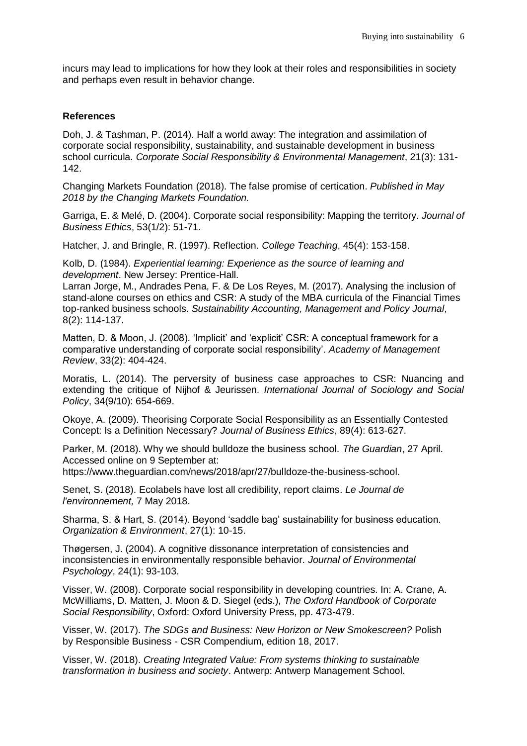incurs may lead to implications for how they look at their roles and responsibilities in society and perhaps even result in behavior change.

**References**

Doh, J. & Tashman, P. (2014). Half a world away: The integration and assimilation of corporate social responsibility, sustainability, and sustainable development in business school curricula. *Corporate Social Responsibility & Environmental Management*, 21(3): 131-142.

Changing Markets Foundation (2018). The false promise of certication. *Published in May 2018 by the Changing Markets Foundation.*

Garriga, E. & Melé, D. (2004). Corporate social responsibility: Mapping the territory. *Journal of Business Ethics*, 53(1/2): 51-71.

Hatcher, J. and Bringle, R. (1997). Reflection. *College Teaching*, 45(4): 153-158.

Kolb, D. (1984). *Experiential learning: Experience as the source of learning and development*. New Jersey: Prentice-Hall.

Larran Jorge, M., Andrades Pena, F. & De Los Reyes, M. (2017). Analysing the inclusion of stand-alone courses on ethics and CSR: A study of the MBA curricula of the Financial Times top-ranked business schools. *Sustainability Accounting, Management and Policy Journal*, 8(2): 114-137.

Matten, D. & Moon, J. (2008). 'Implicit' and 'explicit' CSR: A conceptual framework for a comparative understanding of corporate social responsibility'. *Academy of Management Review*, 33(2): 404-424.

Moratis, L. (2014). The perversity of business case approaches to CSR: Nuancing and extending the critique of Nijhof & Jeurissen. *International Journal of Sociology and Social Policy*, 34(9/10): 654-669.

Okoye, A. (2009). Theorising Corporate Social Responsibility as an Essentially Contested Concept: Is a Definition Necessary? *Journal of Business Ethics*, 89(4): 613-627.

Parker, M. (2018). Why we should bulldoze the business school. *The Guardian*, 27 April. Accessed online on 9 September at: https://www.theguardian.com/news/2018/apr/27/bulldoze-the-business-school.

Senet, S. (2018). Ecolabels have lost all credibility, report claims. *Le Journal de l'environnement,* 7 May 2018.

Sharma, S. & Hart, S. (2014). Beyond 'saddle bag' sustainability for business education. *Organization & Environment*, 27(1): 10-15.

Thøgersen, J. (2004). A cognitive dissonance interpretation of consistencies and inconsistencies in environmentally responsible behavior. *Journal of Environmental Psychology*, 24(1): 93-103.

Visser, W. (2008). Corporate social responsibility in developing countries. In: A. Crane, A. McWilliams, D. Matten, J. Moon & D. Siegel (eds.), *The Oxford Handbook of Corporate Social Responsibility*, Oxford: Oxford University Press, pp. 473-479.

Visser, W. (2017). *The SDGs and Business: New Horizon or New Smokescreen?* Polish by Responsible Business - CSR Compendium, edition 18, 2017.

Visser, W. (2018). *Creating Integrated Value: From systems thinking to sustainable transformation in business and society*. Antwerp: Antwerp Management School.